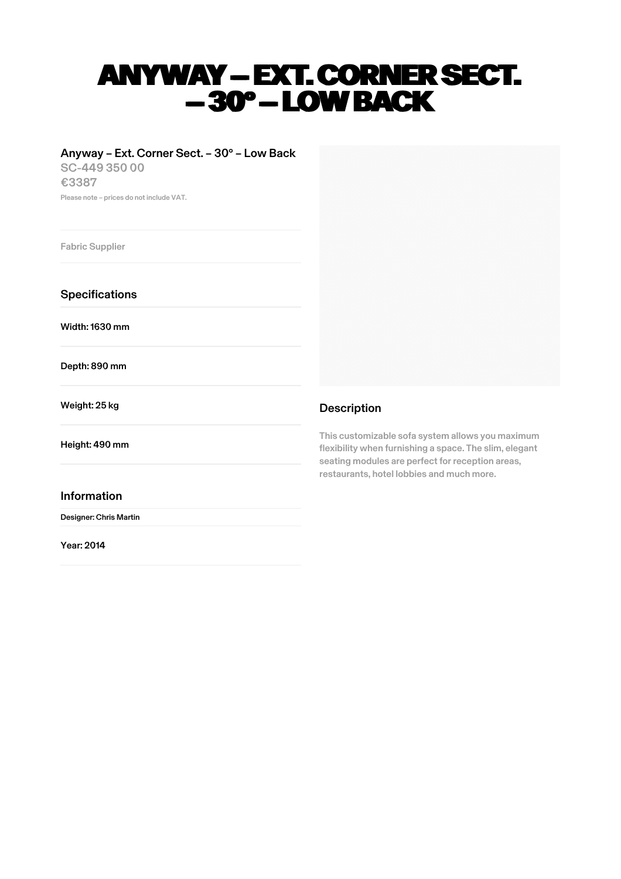# ANYWAY – EXT. CORNER SECT. – 30° – LOW BACK

Anyway – Ext. Corner Sect. – 30° – Low Back

SC-449 350 00

€3387

Please note – prices do not include VAT.

Fabric Supplier

## Specifications

Width: 1630 mm

Depth: 890 mm

Weight: 25 kg

Height: 490 mm

## Information

Designer: Chris Martin

Year: 2014

## Description

This customizable sofa system allows you maximum flexibility when furnishing a space. The slim, elegant seating modules are perfect for reception areas, restaurants, hotel lobbies and much more.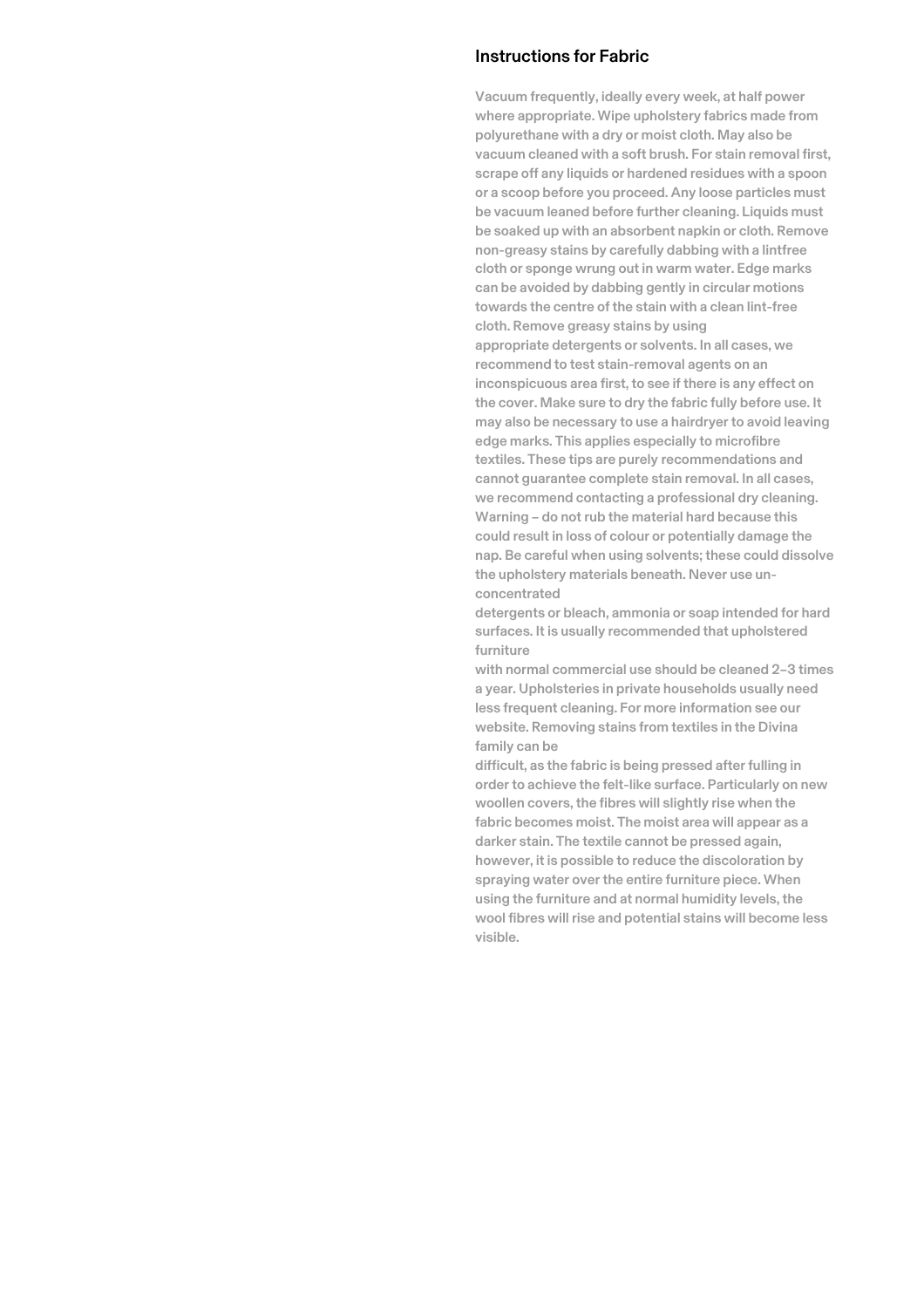## Instructions for Fabric

Vacuum frequently, ideally every week, at half power where appropriate. Wipe upholstery fabrics made from polyurethane with a dry or moist cloth. May also be vacuum cleaned with a soft brush. For stain removal first, scrape off any liquids or hardened residues with a spoon or a scoop before you proceed. Any loose particles must be vacuum leaned before further cleaning. Liquids must be soaked up with an absorbent napkin or cloth. Remove non-greasy stains by carefully dabbing with a lintfree cloth or sponge wrung out in warm water. Edge marks can be avoided by dabbing gently in circular motions towards the centre of the stain with a clean lint-free cloth. Remove greasy stains by using appropriate detergents or solvents. In all cases, we recommend to test stain-removal agents on an inconspicuous area first, to see if there is any effect on the cover. Make sure to dry the fabric fully before use. It may also be necessary to use a hairdryer to avoid leaving edge marks. This applies especially to microfibre textiles. These tips are purely recommendations and cannot guarantee complete stain removal. In all cases, we recommend contacting a professional dry cleaning. Warning – do not rub the material hard because this could result in loss of colour or potentially damage the nap. Be careful when using solvents; these could dissolve the upholstery materials beneath. Never use un-concentrated detergents or bleach, ammonia or soap intended for hard surfaces. It is usually recommended that upholstered furniture with normal commercial use should be cleaned 2–3 times a year. Upholsteries in private households usually need less frequent cleaning. For more information see our website. Removing stains from textiles in the Divina family can be difficult, as the fabric is being pressed after fulling in order to achieve the felt-like surface. Particularly on new woollen covers, the fibres will slightly rise when the fabric becomes moist. The moist area will appear as a darker stain. The textile cannot be pressed again, however, it is possible to reduce the discoloration by spraying water over the entire furniture piece. When using the furniture and at normal humidity levels, the wool fibres will rise and potential stains will become less visible.